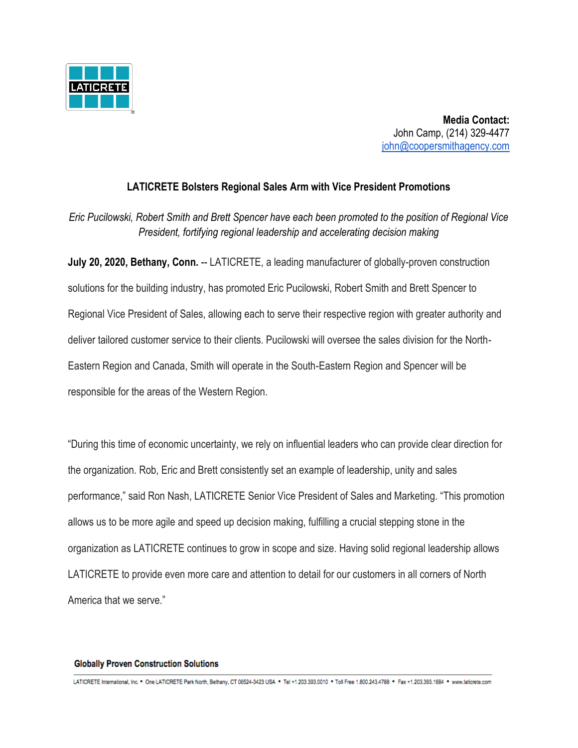**Media Contact:**
John Camp, (214) 329-4477
john@coopersmithagency.com

# LATICRETE Bolsters Regional Sales Arm with Vice President Promotions

*Eric Pucilowski, Robert Smith and Brett Spencer have each been promoted to the position of Regional Vice President, fortifying regional leadership and accelerating decision making*

**July 20, 2020, Bethany, Conn.** -- LATICRETE, a leading manufacturer of globally-proven construction solutions for the building industry, has promoted Eric Pucilowski, Robert Smith and Brett Spencer to Regional Vice President of Sales, allowing each to serve their respective region with greater authority and deliver tailored customer service to their clients. Pucilowski will oversee the sales division for the North-Eastern Region and Canada, Smith will operate in the South-Eastern Region and Spencer will be responsible for the areas of the Western Region.

"During this time of economic uncertainty, we rely on influential leaders who can provide clear direction for the organization. Rob, Eric and Brett consistently set an example of leadership, unity and sales performance," said Ron Nash, LATICRETE Senior Vice President of Sales and Marketing. "This promotion allows us to be more agile and speed up decision making, fulfilling a crucial stepping stone in the organization as LATICRETE continues to grow in scope and size. Having solid regional leadership allows LATICRETE to provide even more care and attention to detail for our customers in all corners of North America that we serve."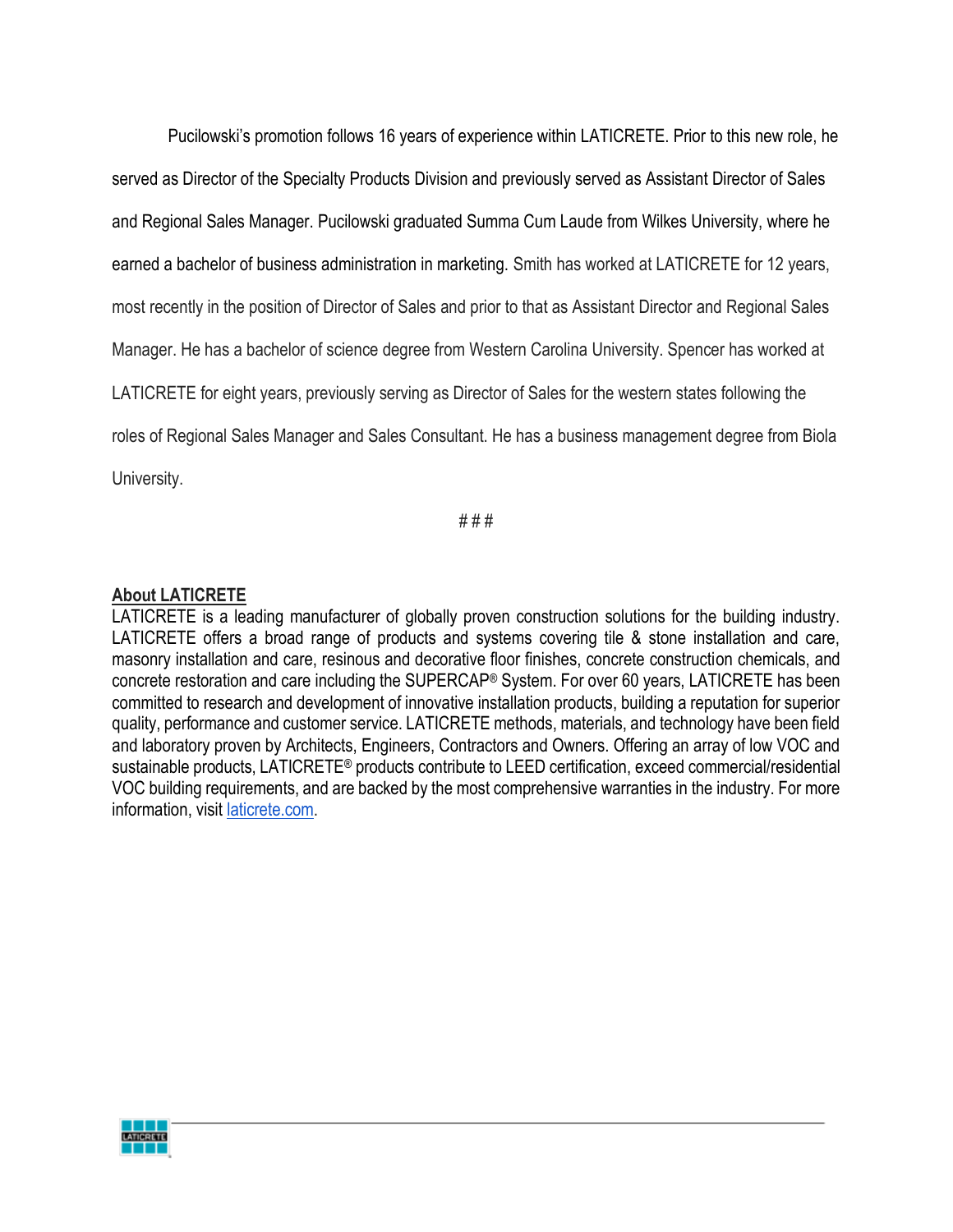Pucilowski's promotion follows 16 years of experience within LATICRETE. Prior to this new role, he served as Director of the Specialty Products Division and previously served as Assistant Director of Sales and Regional Sales Manager. Pucilowski graduated Summa Cum Laude from Wilkes University, where he earned a bachelor of business administration in marketing. Smith has worked at LATICRETE for 12 years, most recently in the position of Director of Sales and prior to that as Assistant Director and Regional Sales Manager. He has a bachelor of science degree from Western Carolina University. Spencer has worked at LATICRETE for eight years, previously serving as Director of Sales for the western states following the roles of Regional Sales Manager and Sales Consultant. He has a business management degree from Biola University.

# # #

**About LATICRETE**

LATICRETE is a leading manufacturer of globally proven construction solutions for the building industry. LATICRETE offers a broad range of products and systems covering tile & stone installation and care, masonry installation and care, resinous and decorative floor finishes, concrete construction chemicals, and concrete restoration and care including the SUPERCAP® System. For over 60 years, LATICRETE has been committed to research and development of innovative installation products, building a reputation for superior quality, performance and customer service. LATICRETE methods, materials, and technology have been field and laboratory proven by Architects, Engineers, Contractors and Owners. Offering an array of low VOC and sustainable products, LATICRETE® products contribute to LEED certification, exceed commercial/residential VOC building requirements, and are backed by the most comprehensive warranties in the industry. For more information, visit laticrete.com.